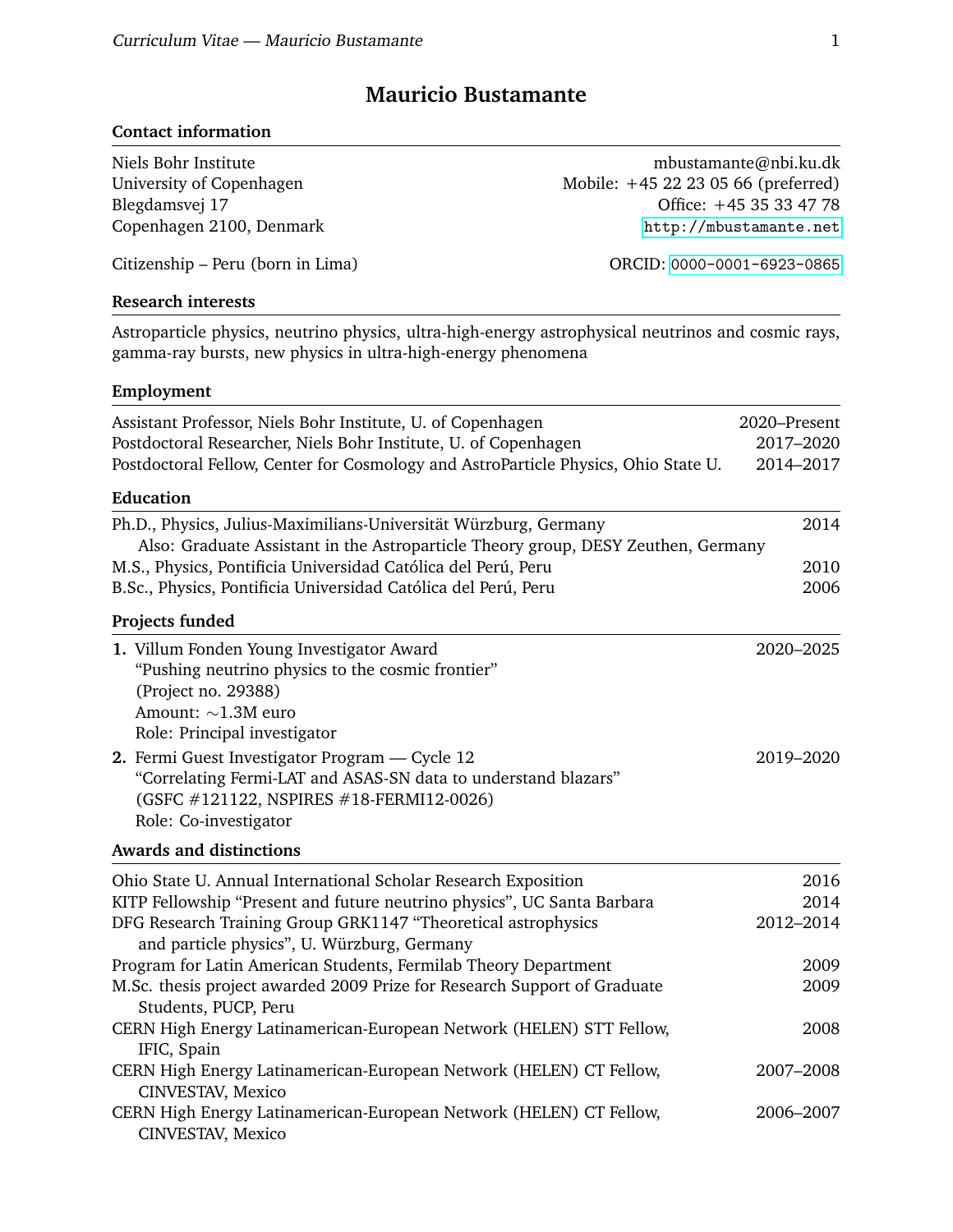# Mauricio Bustamante

## Contact information

Niels Bohr Institute
University of Copenhagen
Blegdamsvej 17
Copenhagen 2100, Denmark

mbustamante@nbi.ku.dk
Mobile: +45 22 23 05 66 (preferred)
Office: +45 35 33 47 78
http://mbustamante.net

Citizenship – Peru (born in Lima)

ORCID: 0000-0001-6923-0865

## Research interests

Astroparticle physics, neutrino physics, ultra-high-energy astrophysical neutrinos and cosmic rays, gamma-ray bursts, new physics in ultra-high-energy phenomena

## Employment

Assistant Professor, Niels Bohr Institute, U. of Copenhagen — 2020–Present
Postdoctoral Researcher, Niels Bohr Institute, U. of Copenhagen — 2017–2020
Postdoctoral Fellow, Center for Cosmology and AstroParticle Physics, Ohio State U. — 2014–2017

## Education

Ph.D., Physics, Julius-Maximilians-Universität Würzburg, Germany — 2014
Also: Graduate Assistant in the Astroparticle Theory group, DESY Zeuthen, Germany
M.S., Physics, Pontificia Universidad Católica del Perú, Peru — 2010
B.Sc., Physics, Pontificia Universidad Católica del Perú, Peru — 2006

## Projects funded

1. Villum Fonden Young Investigator Award — 2020–2025
   "Pushing neutrino physics to the cosmic frontier"
   (Project no. 29388)
   Amount: ∼1.3M euro
   Role: Principal investigator
2. Fermi Guest Investigator Program — Cycle 12 — 2019–2020
   "Correlating Fermi-LAT and ASAS-SN data to understand blazars"
   (GSFC #121122, NSPIRES #18-FERMI12-0026)
   Role: Co-investigator

## Awards and distinctions

Ohio State U. Annual International Scholar Research Exposition — 2016
KITP Fellowship "Present and future neutrino physics", UC Santa Barbara — 2014
DFG Research Training Group GRK1147 "Theoretical astrophysics and particle physics", U. Würzburg, Germany — 2012–2014
Program for Latin American Students, Fermilab Theory Department — 2009
M.Sc. thesis project awarded 2009 Prize for Research Support of Graduate Students, PUCP, Peru — 2009
CERN High Energy Latinamerican-European Network (HELEN) STT Fellow, IFIC, Spain — 2008
CERN High Energy Latinamerican-European Network (HELEN) CT Fellow, CINVESTAV, Mexico — 2007–2008
CERN High Energy Latinamerican-European Network (HELEN) CT Fellow, CINVESTAV, Mexico — 2006–2007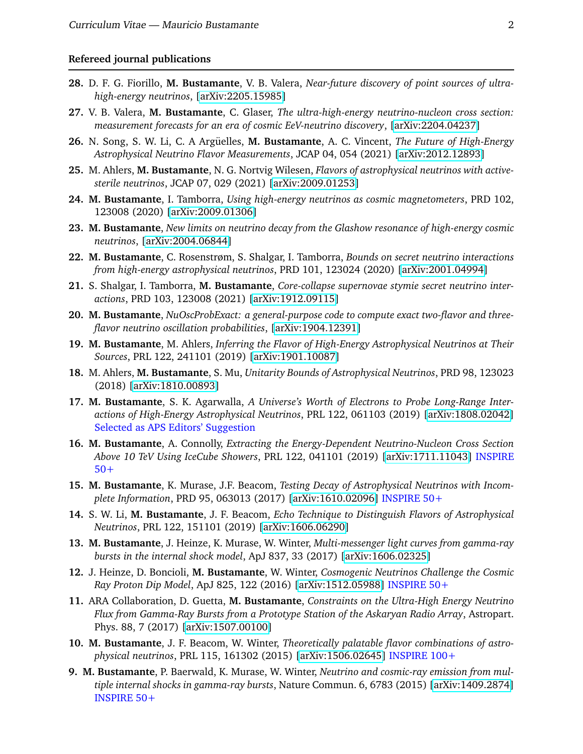### Refereed journal publications

**28.** D. F. G. Fiorillo, **M. Bustamante**, V. B. Valera, *Near-future discovery of point sources of ultra-high-energy neutrinos*, [arXiv:2205.15985]

**27.** V. B. Valera, **M. Bustamante**, C. Glaser, *The ultra-high-energy neutrino-nucleon cross section: measurement forecasts for an era of cosmic EeV-neutrino discovery*, [arXiv:2204.04237]

**26.** N. Song, S. W. Li, C. A Argüelles, **M. Bustamante**, A. C. Vincent, *The Future of High-Energy Astrophysical Neutrino Flavor Measurements*, JCAP 04, 054 (2021) [arXiv:2012.12893]

**25.** M. Ahlers, **M. Bustamante**, N. G. Nortvig Wilesen, *Flavors of astrophysical neutrinos with active-sterile neutrinos*, JCAP 07, 029 (2021) [arXiv:2009.01253]

**24.** **M. Bustamante**, I. Tamborra, *Using high-energy neutrinos as cosmic magnetometers*, PRD 102, 123008 (2020) [arXiv:2009.01306]

**23.** **M. Bustamante**, *New limits on neutrino decay from the Glashow resonance of high-energy cosmic neutrinos*, [arXiv:2004.06844]

**22.** **M. Bustamante**, C. Rosenstrøm, S. Shalgar, I. Tamborra, *Bounds on secret neutrino interactions from high-energy astrophysical neutrinos*, PRD 101, 123024 (2020) [arXiv:2001.04994]

**21.** S. Shalgar, I. Tamborra, **M. Bustamante**, *Core-collapse supernovae stymie secret neutrino interactions*, PRD 103, 123008 (2021) [arXiv:1912.09115]

**20.** **M. Bustamante**, *NuOscProbExact: a general-purpose code to compute exact two-flavor and three-flavor neutrino oscillation probabilities*, [arXiv:1904.12391]

**19.** **M. Bustamante**, M. Ahlers, *Inferring the Flavor of High-Energy Astrophysical Neutrinos at Their Sources*, PRL 122, 241101 (2019) [arXiv:1901.10087]

**18.** M. Ahlers, **M. Bustamante**, S. Mu, *Unitarity Bounds of Astrophysical Neutrinos*, PRD 98, 123023 (2018) [arXiv:1810.00893]

**17.** **M. Bustamante**, S. K. Agarwalla, *A Universe's Worth of Electrons to Probe Long-Range Interactions of High-Energy Astrophysical Neutrinos*, PRL 122, 061103 (2019) [arXiv:1808.02042] Selected as APS Editors' Suggestion

**16.** **M. Bustamante**, A. Connolly, *Extracting the Energy-Dependent Neutrino-Nucleon Cross Section Above 10 TeV Using IceCube Showers*, PRL 122, 041101 (2019) [arXiv:1711.11043] INSPIRE 50+

**15.** **M. Bustamante**, K. Murase, J.F. Beacom, *Testing Decay of Astrophysical Neutrinos with Incomplete Information*, PRD 95, 063013 (2017) [arXiv:1610.02096] INSPIRE 50+

**14.** S. W. Li, **M. Bustamante**, J. F. Beacom, *Echo Technique to Distinguish Flavors of Astrophysical Neutrinos*, PRL 122, 151101 (2019) [arXiv:1606.06290]

**13.** **M. Bustamante**, J. Heinze, K. Murase, W. Winter, *Multi-messenger light curves from gamma-ray bursts in the internal shock model*, ApJ 837, 33 (2017) [arXiv:1606.02325]

**12.** J. Heinze, D. Boncioli, **M. Bustamante**, W. Winter, *Cosmogenic Neutrinos Challenge the Cosmic Ray Proton Dip Model*, ApJ 825, 122 (2016) [arXiv:1512.05988] INSPIRE 50+

**11.** ARA Collaboration, D. Guetta, **M. Bustamante**, *Constraints on the Ultra-High Energy Neutrino Flux from Gamma-Ray Bursts from a Prototype Station of the Askaryan Radio Array*, Astropart. Phys. 88, 7 (2017) [arXiv:1507.00100]

**10.** **M. Bustamante**, J. F. Beacom, W. Winter, *Theoretically palatable flavor combinations of astrophysical neutrinos*, PRL 115, 161302 (2015) [arXiv:1506.02645] INSPIRE 100+

**9.** **M. Bustamante**, P. Baerwald, K. Murase, W. Winter, *Neutrino and cosmic-ray emission from multiple internal shocks in gamma-ray bursts*, Nature Commun. 6, 6783 (2015) [arXiv:1409.2874] INSPIRE 50+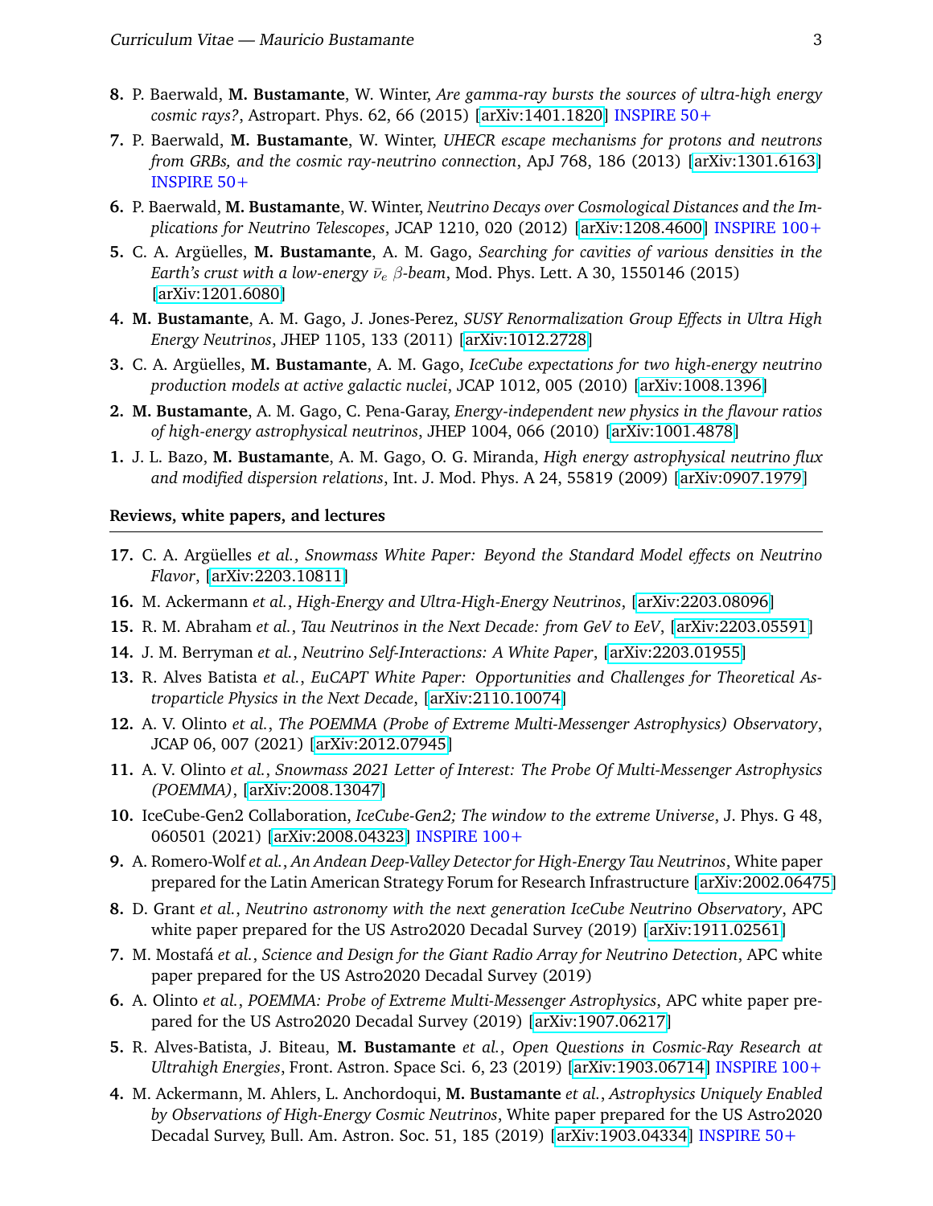**8.** P. Baerwald, **M. Bustamante**, W. Winter, *Are gamma-ray bursts the sources of ultra-high energy cosmic rays?*, Astropart. Phys. 62, 66 (2015) [arXiv:1401.1820] INSPIRE 50+

**7.** P. Baerwald, **M. Bustamante**, W. Winter, *UHECR escape mechanisms for protons and neutrons from GRBs, and the cosmic ray-neutrino connection*, ApJ 768, 186 (2013) [arXiv:1301.6163] INSPIRE 50+

**6.** P. Baerwald, **M. Bustamante**, W. Winter, *Neutrino Decays over Cosmological Distances and the Implications for Neutrino Telescopes*, JCAP 1210, 020 (2012) [arXiv:1208.4600] INSPIRE 100+

**5.** C. A. Argüelles, **M. Bustamante**, A. M. Gago, *Searching for cavities of various densities in the Earth's crust with a low-energy $\bar{\nu}_e$ $\beta$-beam*, Mod. Phys. Lett. A 30, 1550146 (2015) [arXiv:1201.6080]

**4.** **M. Bustamante**, A. M. Gago, J. Jones-Perez, *SUSY Renormalization Group Effects in Ultra High Energy Neutrinos*, JHEP 1105, 133 (2011) [arXiv:1012.2728]

**3.** C. A. Argüelles, **M. Bustamante**, A. M. Gago, *IceCube expectations for two high-energy neutrino production models at active galactic nuclei*, JCAP 1012, 005 (2010) [arXiv:1008.1396]

**2.** **M. Bustamante**, A. M. Gago, C. Pena-Garay, *Energy-independent new physics in the flavour ratios of high-energy astrophysical neutrinos*, JHEP 1004, 066 (2010) [arXiv:1001.4878]

**1.** J. L. Bazo, **M. Bustamante**, A. M. Gago, O. G. Miranda, *High energy astrophysical neutrino flux and modified dispersion relations*, Int. J. Mod. Phys. A 24, 55819 (2009) [arXiv:0907.1979]

## Reviews, white papers, and lectures

**17.** C. A. Argüelles *et al.*, *Snowmass White Paper: Beyond the Standard Model effects on Neutrino Flavor*, [arXiv:2203.10811]

**16.** M. Ackermann *et al.*, *High-Energy and Ultra-High-Energy Neutrinos*, [arXiv:2203.08096]

**15.** R. M. Abraham *et al.*, *Tau Neutrinos in the Next Decade: from GeV to EeV*, [arXiv:2203.05591]

**14.** J. M. Berryman *et al.*, *Neutrino Self-Interactions: A White Paper*, [arXiv:2203.01955]

**13.** R. Alves Batista *et al.*, *EuCAPT White Paper: Opportunities and Challenges for Theoretical Astroparticle Physics in the Next Decade*, [arXiv:2110.10074]

**12.** A. V. Olinto *et al.*, *The POEMMA (Probe of Extreme Multi-Messenger Astrophysics) Observatory*, JCAP 06, 007 (2021) [arXiv:2012.07945]

**11.** A. V. Olinto *et al.*, *Snowmass 2021 Letter of Interest: The Probe Of Multi-Messenger Astrophysics (POEMMA)*, [arXiv:2008.13047]

**10.** IceCube-Gen2 Collaboration, *IceCube-Gen2; The window to the extreme Universe*, J. Phys. G 48, 060501 (2021) [arXiv:2008.04323] INSPIRE 100+

**9.** A. Romero-Wolf *et al.*, *An Andean Deep-Valley Detector for High-Energy Tau Neutrinos*, White paper prepared for the Latin American Strategy Forum for Research Infrastructure [arXiv:2002.06475]

**8.** D. Grant *et al.*, *Neutrino astronomy with the next generation IceCube Neutrino Observatory*, APC white paper prepared for the US Astro2020 Decadal Survey (2019) [arXiv:1911.02561]

**7.** M. Mostafá *et al.*, *Science and Design for the Giant Radio Array for Neutrino Detection*, APC white paper prepared for the US Astro2020 Decadal Survey (2019)

**6.** A. Olinto *et al.*, *POEMMA: Probe of Extreme Multi-Messenger Astrophysics*, APC white paper prepared for the US Astro2020 Decadal Survey (2019) [arXiv:1907.06217]

**5.** R. Alves-Batista, J. Biteau, **M. Bustamante** *et al.*, *Open Questions in Cosmic-Ray Research at Ultrahigh Energies*, Front. Astron. Space Sci. 6, 23 (2019) [arXiv:1903.06714] INSPIRE 100+

**4.** M. Ackermann, M. Ahlers, L. Anchordoqui, **M. Bustamante** *et al.*, *Astrophysics Uniquely Enabled by Observations of High-Energy Cosmic Neutrinos*, White paper prepared for the US Astro2020 Decadal Survey, Bull. Am. Astron. Soc. 51, 185 (2019) [arXiv:1903.04334] INSPIRE 50+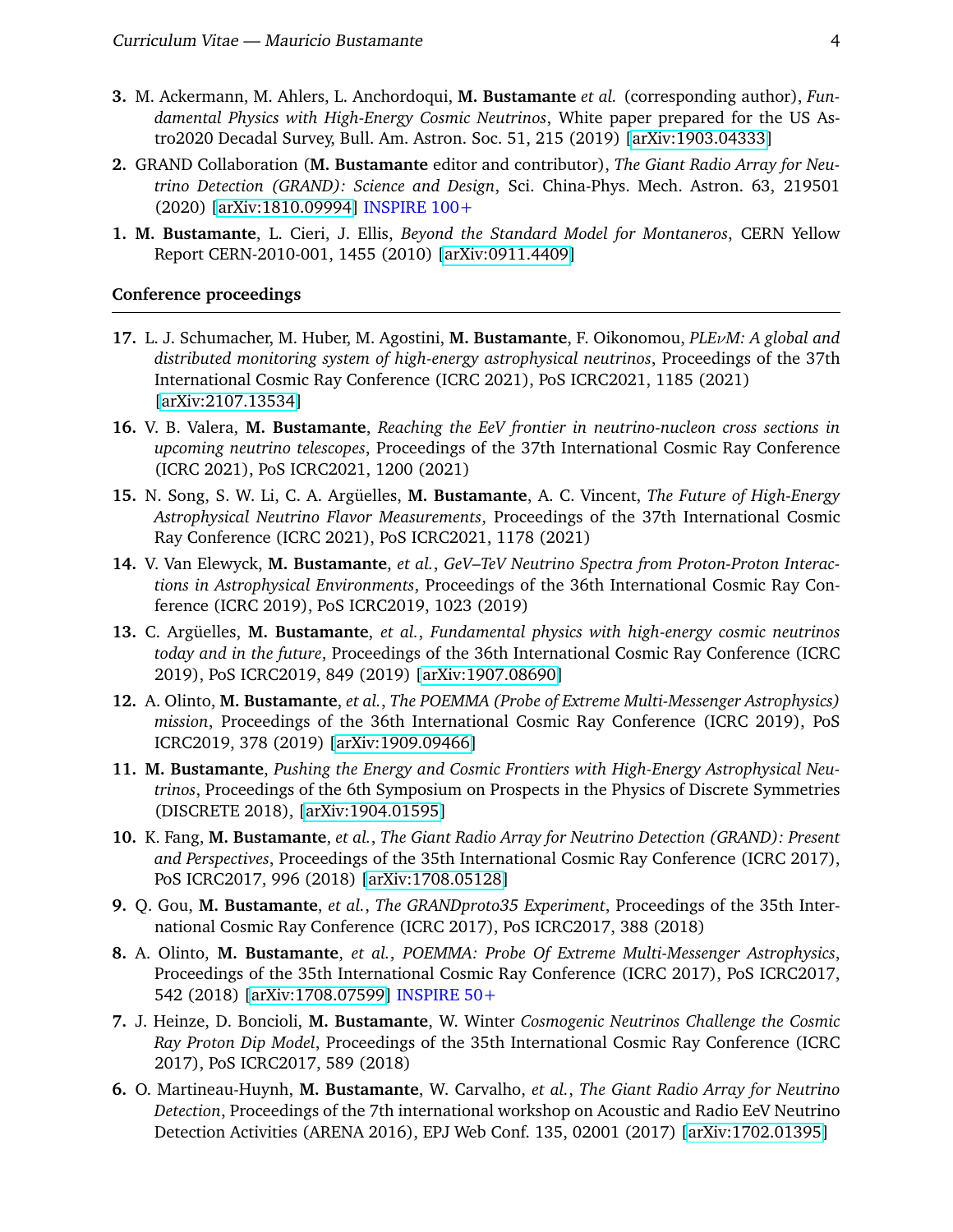3. M. Ackermann, M. Ahlers, L. Anchordoqui, **M. Bustamante** *et al.* (corresponding author), *Fundamental Physics with High-Energy Cosmic Neutrinos*, White paper prepared for the US Astro2020 Decadal Survey, Bull. Am. Astron. Soc. 51, 215 (2019) [arXiv:1903.04333]

2. GRAND Collaboration (**M. Bustamante** editor and contributor), *The Giant Radio Array for Neutrino Detection (GRAND): Science and Design*, Sci. China-Phys. Mech. Astron. 63, 219501 (2020) [arXiv:1810.09994] INSPIRE 100+

1. **M. Bustamante**, L. Cieri, J. Ellis, *Beyond the Standard Model for Montaneros*, CERN Yellow Report CERN-2010-001, 1455 (2010) [arXiv:0911.4409]

### Conference proceedings

17. L. J. Schumacher, M. Huber, M. Agostini, **M. Bustamante**, F. Oikonomou, *PLE$\nu$M: A global and distributed monitoring system of high-energy astrophysical neutrinos*, Proceedings of the 37th International Cosmic Ray Conference (ICRC 2021), PoS ICRC2021, 1185 (2021) [arXiv:2107.13534]

16. V. B. Valera, **M. Bustamante**, *Reaching the EeV frontier in neutrino-nucleon cross sections in upcoming neutrino telescopes*, Proceedings of the 37th International Cosmic Ray Conference (ICRC 2021), PoS ICRC2021, 1200 (2021)

15. N. Song, S. W. Li, C. A. Argüelles, **M. Bustamante**, A. C. Vincent, *The Future of High-Energy Astrophysical Neutrino Flavor Measurements*, Proceedings of the 37th International Cosmic Ray Conference (ICRC 2021), PoS ICRC2021, 1178 (2021)

14. V. Van Elewyck, **M. Bustamante**, *et al.*, *GeV–TeV Neutrino Spectra from Proton-Proton Interactions in Astrophysical Environments*, Proceedings of the 36th International Cosmic Ray Conference (ICRC 2019), PoS ICRC2019, 1023 (2019)

13. C. Argüelles, **M. Bustamante**, *et al.*, *Fundamental physics with high-energy cosmic neutrinos today and in the future*, Proceedings of the 36th International Cosmic Ray Conference (ICRC 2019), PoS ICRC2019, 849 (2019) [arXiv:1907.08690]

12. A. Olinto, **M. Bustamante**, *et al.*, *The POEMMA (Probe of Extreme Multi-Messenger Astrophysics) mission*, Proceedings of the 36th International Cosmic Ray Conference (ICRC 2019), PoS ICRC2019, 378 (2019) [arXiv:1909.09466]

11. **M. Bustamante**, *Pushing the Energy and Cosmic Frontiers with High-Energy Astrophysical Neutrinos*, Proceedings of the 6th Symposium on Prospects in the Physics of Discrete Symmetries (DISCRETE 2018), [arXiv:1904.01595]

10. K. Fang, **M. Bustamante**, *et al.*, *The Giant Radio Array for Neutrino Detection (GRAND): Present and Perspectives*, Proceedings of the 35th International Cosmic Ray Conference (ICRC 2017), PoS ICRC2017, 996 (2018) [arXiv:1708.05128]

9. Q. Gou, **M. Bustamante**, *et al.*, *The GRANDproto35 Experiment*, Proceedings of the 35th International Cosmic Ray Conference (ICRC 2017), PoS ICRC2017, 388 (2018)

8. A. Olinto, **M. Bustamante**, *et al.*, *POEMMA: Probe Of Extreme Multi-Messenger Astrophysics*, Proceedings of the 35th International Cosmic Ray Conference (ICRC 2017), PoS ICRC2017, 542 (2018) [arXiv:1708.07599] INSPIRE 50+

7. J. Heinze, D. Boncioli, **M. Bustamante**, W. Winter *Cosmogenic Neutrinos Challenge the Cosmic Ray Proton Dip Model*, Proceedings of the 35th International Cosmic Ray Conference (ICRC 2017), PoS ICRC2017, 589 (2018)

6. O. Martineau-Huynh, **M. Bustamante**, W. Carvalho, *et al.*, *The Giant Radio Array for Neutrino Detection*, Proceedings of the 7th international workshop on Acoustic and Radio EeV Neutrino Detection Activities (ARENA 2016), EPJ Web Conf. 135, 02001 (2017) [arXiv:1702.01395]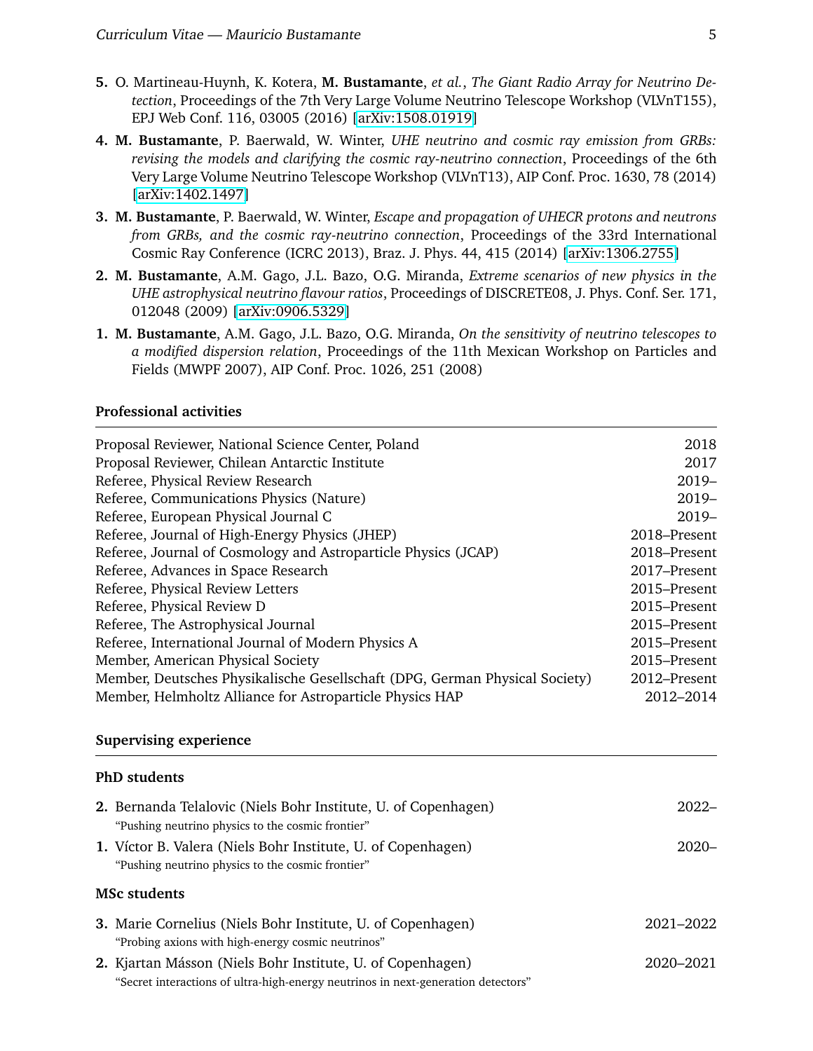5. O. Martineau-Huynh, K. Kotera, **M. Bustamante**, *et al.*, *The Giant Radio Array for Neutrino Detection*, Proceedings of the 7th Very Large Volume Neutrino Telescope Workshop (VLVnT155), EPJ Web Conf. 116, 03005 (2016) [arXiv:1508.01919]

4. **M. Bustamante**, P. Baerwald, W. Winter, *UHE neutrino and cosmic ray emission from GRBs: revising the models and clarifying the cosmic ray-neutrino connection*, Proceedings of the 6th Very Large Volume Neutrino Telescope Workshop (VLVnT13), AIP Conf. Proc. 1630, 78 (2014) [arXiv:1402.1497]

3. **M. Bustamante**, P. Baerwald, W. Winter, *Escape and propagation of UHECR protons and neutrons from GRBs, and the cosmic ray-neutrino connection*, Proceedings of the 33rd International Cosmic Ray Conference (ICRC 2013), Braz. J. Phys. 44, 415 (2014) [arXiv:1306.2755]

2. **M. Bustamante**, A.M. Gago, J.L. Bazo, O.G. Miranda, *Extreme scenarios of new physics in the UHE astrophysical neutrino flavour ratios*, Proceedings of DISCRETE08, J. Phys. Conf. Ser. 171, 012048 (2009) [arXiv:0906.5329]

1. **M. Bustamante**, A.M. Gago, J.L. Bazo, O.G. Miranda, *On the sensitivity of neutrino telescopes to a modified dispersion relation*, Proceedings of the 11th Mexican Workshop on Particles and Fields (MWPF 2007), AIP Conf. Proc. 1026, 251 (2008)

### Professional activities

| | |
|---|---|
| Proposal Reviewer, National Science Center, Poland | 2018 |
| Proposal Reviewer, Chilean Antarctic Institute | 2017 |
| Referee, Physical Review Research | 2019– |
| Referee, Communications Physics (Nature) | 2019– |
| Referee, European Physical Journal C | 2019– |
| Referee, Journal of High-Energy Physics (JHEP) | 2018–Present |
| Referee, Journal of Cosmology and Astroparticle Physics (JCAP) | 2018–Present |
| Referee, Advances in Space Research | 2017–Present |
| Referee, Physical Review Letters | 2015–Present |
| Referee, Physical Review D | 2015–Present |
| Referee, The Astrophysical Journal | 2015–Present |
| Referee, International Journal of Modern Physics A | 2015–Present |
| Member, American Physical Society | 2015–Present |
| Member, Deutsches Physikalische Gesellschaft (DPG, German Physical Society) | 2012–Present |
| Member, Helmholtz Alliance for Astroparticle Physics HAP | 2012–2014 |

### Supervising experience

#### PhD students

2. Bernanda Telalovic (Niels Bohr Institute, U. of Copenhagen) — 2022–
   "Pushing neutrino physics to the cosmic frontier"

1. Víctor B. Valera (Niels Bohr Institute, U. of Copenhagen) — 2020–
   "Pushing neutrino physics to the cosmic frontier"

#### MSc students

3. Marie Cornelius (Niels Bohr Institute, U. of Copenhagen) — 2021–2022
   "Probing axions with high-energy cosmic neutrinos"

2. Kjartan Másson (Niels Bohr Institute, U. of Copenhagen) — 2020–2021
   "Secret interactions of ultra-high-energy neutrinos in next-generation detectors"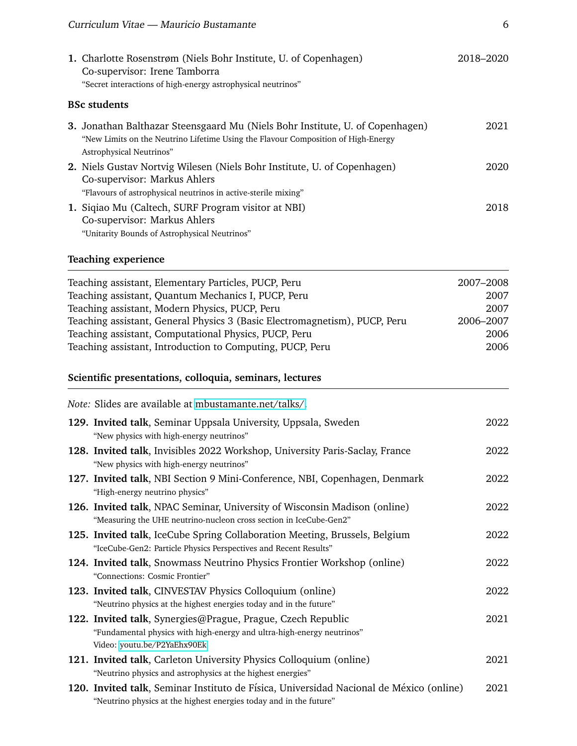1. Charlotte Rosenstrøm (Niels Bohr Institute, U. of Copenhagen) — 2018–2020
   Co-supervisor: Irene Tamborra
   "Secret interactions of high-energy astrophysical neutrinos"

### BSc students

3. Jonathan Balthazar Steensgaard Mu (Niels Bohr Institute, U. of Copenhagen) — 2021
   "New Limits on the Neutrino Lifetime Using the Flavour Composition of High-Energy Astrophysical Neutrinos"
2. Niels Gustav Nortvig Wilesen (Niels Bohr Institute, U. of Copenhagen) — 2020
   Co-supervisor: Markus Ahlers
   "Flavours of astrophysical neutrinos in active-sterile mixing"
1. Siqiao Mu (Caltech, SURF Program visitor at NBI) — 2018
   Co-supervisor: Markus Ahlers
   "Unitarity Bounds of Astrophysical Neutrinos"

## Teaching experience

| | |
|---|---|
| Teaching assistant, Elementary Particles, PUCP, Peru | 2007–2008 |
| Teaching assistant, Quantum Mechanics I, PUCP, Peru | 2007 |
| Teaching assistant, Modern Physics, PUCP, Peru | 2007 |
| Teaching assistant, General Physics 3 (Basic Electromagnetism), PUCP, Peru | 2006–2007 |
| Teaching assistant, Computational Physics, PUCP, Peru | 2006 |
| Teaching assistant, Introduction to Computing, PUCP, Peru | 2006 |

## Scientific presentations, colloquia, seminars, lectures

*Note:* Slides are available at mbustamante.net/talks/.

129. **Invited talk**, Seminar Uppsala University, Uppsala, Sweden — 2022
     "New physics with high-energy neutrinos"
128. **Invited talk**, Invisibles 2022 Workshop, University Paris-Saclay, France — 2022
     "New physics with high-energy neutrinos"
127. **Invited talk**, NBI Section 9 Mini-Conference, NBI, Copenhagen, Denmark — 2022
     "High-energy neutrino physics"
126. **Invited talk**, NPAC Seminar, University of Wisconsin Madison (online) — 2022
     "Measuring the UHE neutrino-nucleon cross section in IceCube-Gen2"
125. **Invited talk**, IceCube Spring Collaboration Meeting, Brussels, Belgium — 2022
     "IceCube-Gen2: Particle Physics Perspectives and Recent Results"
124. **Invited talk**, Snowmass Neutrino Physics Frontier Workshop (online) — 2022
     "Connections: Cosmic Frontier"
123. **Invited talk**, CINVESTAV Physics Colloquium (online) — 2022
     "Neutrino physics at the highest energies today and in the future"
122. **Invited talk**, Synergies@Prague, Prague, Czech Republic — 2021
     "Fundamental physics with high-energy and ultra-high-energy neutrinos"
     Video: youtu.be/P2YaEhx90Ek
121. **Invited talk**, Carleton University Physics Colloquium (online) — 2021
     "Neutrino physics and astrophysics at the highest energies"
120. **Invited talk**, Seminar Instituto de Física, Universidad Nacional de México (online) — 2021
     "Neutrino physics at the highest energies today and in the future"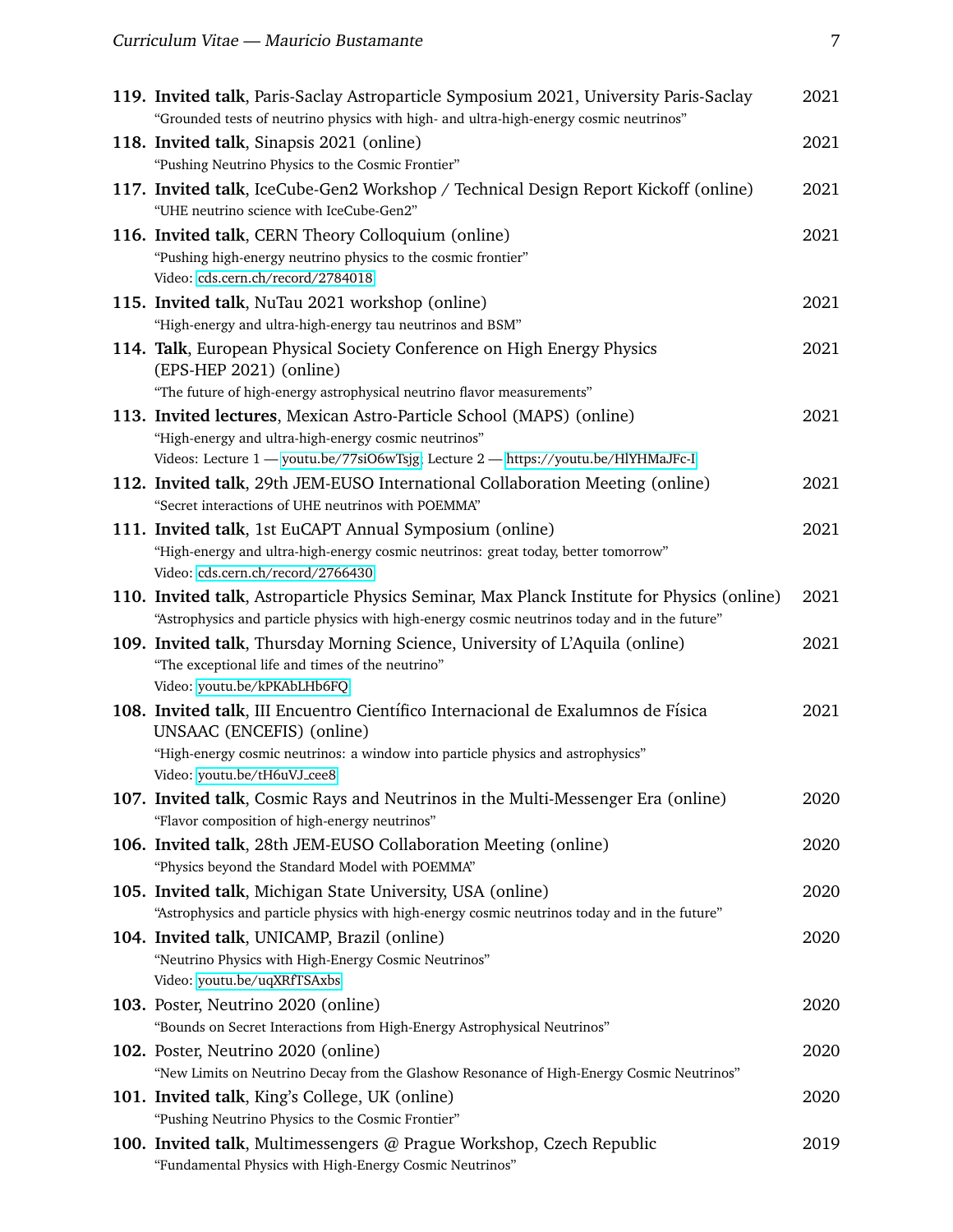**119.** **Invited talk**, Paris-Saclay Astroparticle Symposium 2021, University Paris-Saclay — 2021
"Grounded tests of neutrino physics with high- and ultra-high-energy cosmic neutrinos"

**118.** **Invited talk**, Sinapsis 2021 (online) — 2021
"Pushing Neutrino Physics to the Cosmic Frontier"

**117.** **Invited talk**, IceCube-Gen2 Workshop / Technical Design Report Kickoff (online) — 2021
"UHE neutrino science with IceCube-Gen2"

**116.** **Invited talk**, CERN Theory Colloquium (online) — 2021
"Pushing high-energy neutrino physics to the cosmic frontier"
Video: cds.cern.ch/record/2784018

**115.** **Invited talk**, NuTau 2021 workshop (online) — 2021
"High-energy and ultra-high-energy tau neutrinos and BSM"

**114.** **Talk**, European Physical Society Conference on High Energy Physics (EPS-HEP 2021) (online) — 2021
"The future of high-energy astrophysical neutrino flavor measurements"

**113.** **Invited lectures**, Mexican Astro-Particle School (MAPS) (online) — 2021
"High-energy and ultra-high-energy cosmic neutrinos"
Videos: Lecture 1 — youtu.be/77siO6wTsjg, Lecture 2 — https://youtu.be/HlYHMaJFc-I

**112.** **Invited talk**, 29th JEM-EUSO International Collaboration Meeting (online) — 2021
"Secret interactions of UHE neutrinos with POEMMA"

**111.** **Invited talk**, 1st EuCAPT Annual Symposium (online) — 2021
"High-energy and ultra-high-energy cosmic neutrinos: great today, better tomorrow"
Video: cds.cern.ch/record/2766430

**110.** **Invited talk**, Astroparticle Physics Seminar, Max Planck Institute for Physics (online) — 2021
"Astrophysics and particle physics with high-energy cosmic neutrinos today and in the future"

**109.** **Invited talk**, Thursday Morning Science, University of L'Aquila (online) — 2021
"The exceptional life and times of the neutrino"
Video: youtu.be/kPKAbLHb6FQ

**108.** **Invited talk**, III Encuentro Científico Internacional de Exalumnos de Física UNSAAC (ENCEFIS) (online) — 2021
"High-energy cosmic neutrinos: a window into particle physics and astrophysics"
Video: youtu.be/tH6uVJ_cee8

**107.** **Invited talk**, Cosmic Rays and Neutrinos in the Multi-Messenger Era (online) — 2020
"Flavor composition of high-energy neutrinos"

**106.** **Invited talk**, 28th JEM-EUSO Collaboration Meeting (online) — 2020
"Physics beyond the Standard Model with POEMMA"

**105.** **Invited talk**, Michigan State University, USA (online) — 2020
"Astrophysics and particle physics with high-energy cosmic neutrinos today and in the future"

**104.** **Invited talk**, UNICAMP, Brazil (online) — 2020
"Neutrino Physics with High-Energy Cosmic Neutrinos"
Video: youtu.be/uqXRfTSAxbs

**103.** Poster, Neutrino 2020 (online) — 2020
"Bounds on Secret Interactions from High-Energy Astrophysical Neutrinos"

**102.** Poster, Neutrino 2020 (online) — 2020
"New Limits on Neutrino Decay from the Glashow Resonance of High-Energy Cosmic Neutrinos"

**101.** **Invited talk**, King's College, UK (online) — 2020
"Pushing Neutrino Physics to the Cosmic Frontier"

**100.** **Invited talk**, Multimessengers @ Prague Workshop, Czech Republic — 2019
"Fundamental Physics with High-Energy Cosmic Neutrinos"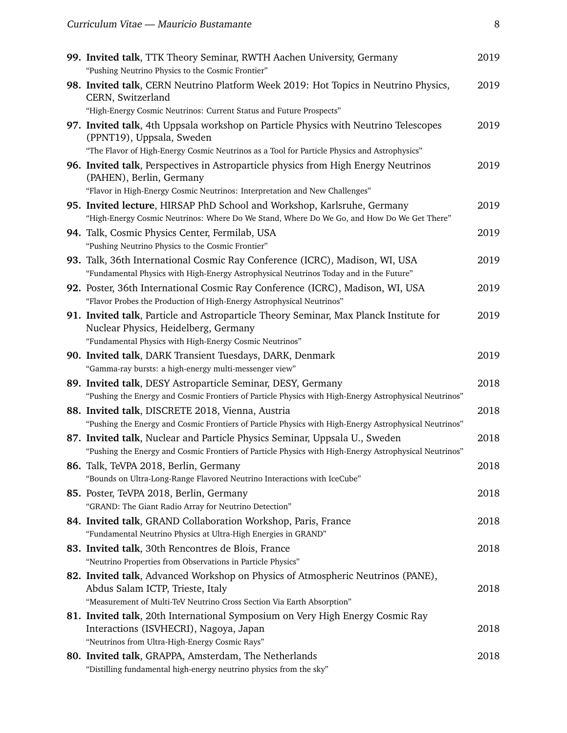**99. Invited talk**, TTK Theory Seminar, RWTH Aachen University, Germany — 2019
"Pushing Neutrino Physics to the Cosmic Frontier"

**98. Invited talk**, CERN Neutrino Platform Week 2019: Hot Topics in Neutrino Physics, CERN, Switzerland — 2019
"High-Energy Cosmic Neutrinos: Current Status and Future Prospects"

**97. Invited talk**, 4th Uppsala workshop on Particle Physics with Neutrino Telescopes (PPNT19), Uppsala, Sweden — 2019
"The Flavor of High-Energy Cosmic Neutrinos as a Tool for Particle Physics and Astrophysics"

**96. Invited talk**, Perspectives in Astroparticle physics from High Energy Neutrinos (PAHEN), Berlin, Germany — 2019
"Flavor in High-Energy Cosmic Neutrinos: Interpretation and New Challenges"

**95. Invited lecture**, HIRSAP PhD School and Workshop, Karlsruhe, Germany — 2019
"High-Energy Cosmic Neutrinos: Where Do We Stand, Where Do We Go, and How Do We Get There"

**94.** Talk, Cosmic Physics Center, Fermilab, USA — 2019
"Pushing Neutrino Physics to the Cosmic Frontier"

**93.** Talk, 36th International Cosmic Ray Conference (ICRC), Madison, WI, USA — 2019
"Fundamental Physics with High-Energy Astrophysical Neutrinos Today and in the Future"

**92.** Poster, 36th International Cosmic Ray Conference (ICRC), Madison, WI, USA — 2019
"Flavor Probes the Production of High-Energy Astrophysical Neutrinos"

**91. Invited talk**, Particle and Astroparticle Theory Seminar, Max Planck Institute for Nuclear Physics, Heidelberg, Germany — 2019
"Fundamental Physics with High-Energy Cosmic Neutrinos"

**90. Invited talk**, DARK Transient Tuesdays, DARK, Denmark — 2019
"Gamma-ray bursts: a high-energy multi-messenger view"

**89. Invited talk**, DESY Astroparticle Seminar, DESY, Germany — 2018
"Pushing the Energy and Cosmic Frontiers of Particle Physics with High-Energy Astrophysical Neutrinos"

**88. Invited talk**, DISCRETE 2018, Vienna, Austria — 2018
"Pushing the Energy and Cosmic Frontiers of Particle Physics with High-Energy Astrophysical Neutrinos"

**87. Invited talk**, Nuclear and Particle Physics Seminar, Uppsala U., Sweden — 2018
"Pushing the Energy and Cosmic Frontiers of Particle Physics with High-Energy Astrophysical Neutrinos"

**86.** Talk, TeVPA 2018, Berlin, Germany — 2018
"Bounds on Ultra-Long-Range Flavored Neutrino Interactions with IceCube"

**85.** Poster, TeVPA 2018, Berlin, Germany — 2018
"GRAND: The Giant Radio Array for Neutrino Detection"

**84. Invited talk**, GRAND Collaboration Workshop, Paris, France — 2018
"Fundamental Neutrino Physics at Ultra-High Energies in GRAND"

**83. Invited talk**, 30th Rencontres de Blois, France — 2018
"Neutrino Properties from Observations in Particle Physics"

**82. Invited talk**, Advanced Workshop on Physics of Atmospheric Neutrinos (PANE), Abdus Salam ICTP, Trieste, Italy — 2018
"Measurement of Multi-TeV Neutrino Cross Section Via Earth Absorption"

**81. Invited talk**, 20th International Symposium on Very High Energy Cosmic Ray Interactions (ISVHECRI), Nagoya, Japan — 2018
"Neutrinos from Ultra-High-Energy Cosmic Rays"

**80. Invited talk**, GRAPPA, Amsterdam, The Netherlands — 2018
"Distilling fundamental high-energy neutrino physics from the sky"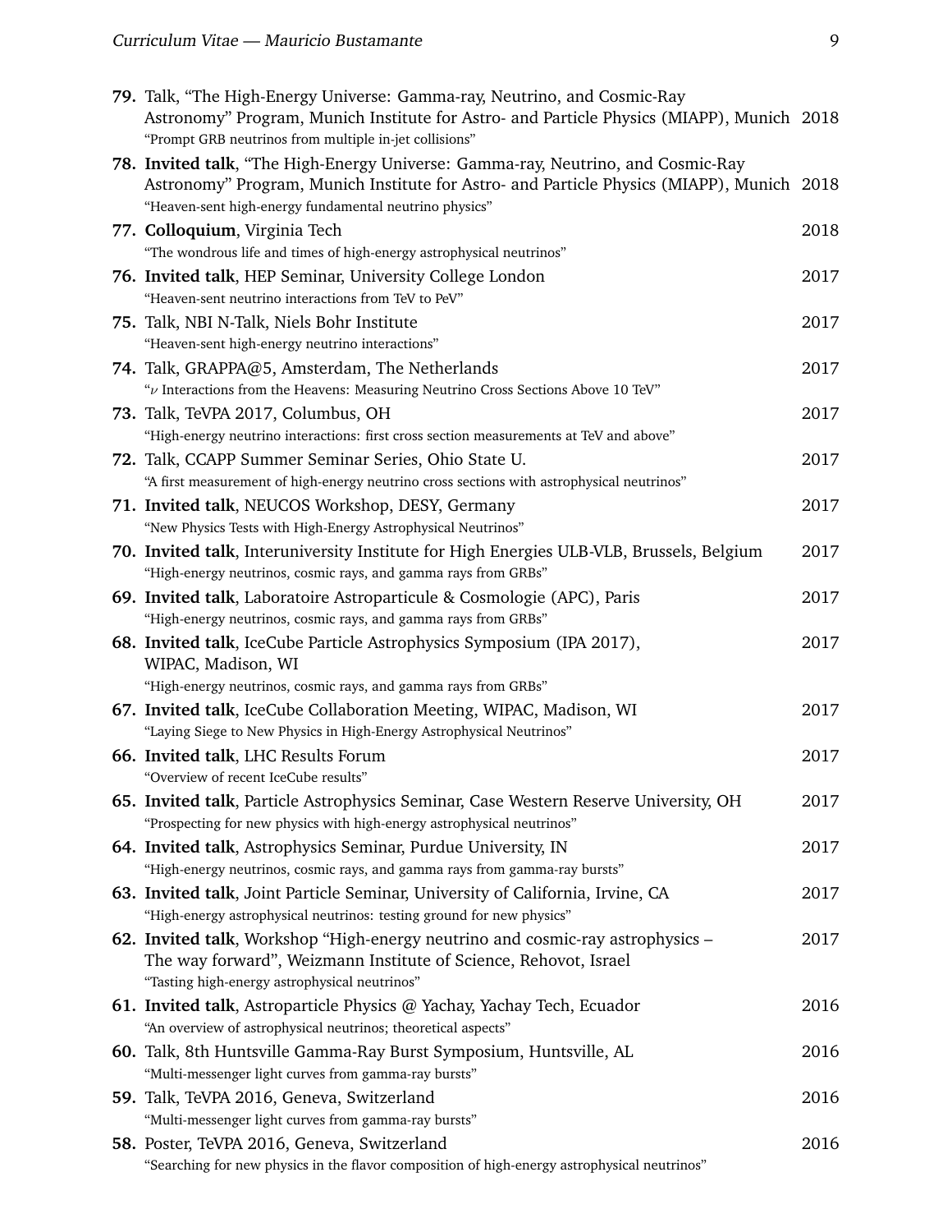**79.** Talk, "The High-Energy Universe: Gamma-ray, Neutrino, and Cosmic-Ray Astronomy" Program, Munich Institute for Astro- and Particle Physics (MIAPP), Munich 2018
"Prompt GRB neutrinos from multiple in-jet collisions"

**78.** **Invited talk**, "The High-Energy Universe: Gamma-ray, Neutrino, and Cosmic-Ray Astronomy" Program, Munich Institute for Astro- and Particle Physics (MIAPP), Munich 2018
"Heaven-sent high-energy fundamental neutrino physics"

**77.** **Colloquium**, Virginia Tech 2018
"The wondrous life and times of high-energy astrophysical neutrinos"

**76.** **Invited talk**, HEP Seminar, University College London 2017
"Heaven-sent neutrino interactions from TeV to PeV"

**75.** Talk, NBI N-Talk, Niels Bohr Institute 2017
"Heaven-sent high-energy neutrino interactions"

**74.** Talk, GRAPPA@5, Amsterdam, The Netherlands 2017
"$\nu$ Interactions from the Heavens: Measuring Neutrino Cross Sections Above 10 TeV"

**73.** Talk, TeVPA 2017, Columbus, OH 2017
"High-energy neutrino interactions: first cross section measurements at TeV and above"

**72.** Talk, CCAPP Summer Seminar Series, Ohio State U. 2017
"A first measurement of high-energy neutrino cross sections with astrophysical neutrinos"

**71.** **Invited talk**, NEUCOS Workshop, DESY, Germany 2017
"New Physics Tests with High-Energy Astrophysical Neutrinos"

**70.** **Invited talk**, Interuniversity Institute for High Energies ULB-VLB, Brussels, Belgium 2017
"High-energy neutrinos, cosmic rays, and gamma rays from GRBs"

**69.** **Invited talk**, Laboratoire Astroparticule & Cosmologie (APC), Paris 2017
"High-energy neutrinos, cosmic rays, and gamma rays from GRBs"

**68.** **Invited talk**, IceCube Particle Astrophysics Symposium (IPA 2017), WIPAC, Madison, WI 2017
"High-energy neutrinos, cosmic rays, and gamma rays from GRBs"

**67.** **Invited talk**, IceCube Collaboration Meeting, WIPAC, Madison, WI 2017
"Laying Siege to New Physics in High-Energy Astrophysical Neutrinos"

**66.** **Invited talk**, LHC Results Forum 2017
"Overview of recent IceCube results"

**65.** **Invited talk**, Particle Astrophysics Seminar, Case Western Reserve University, OH 2017
"Prospecting for new physics with high-energy astrophysical neutrinos"

**64.** **Invited talk**, Astrophysics Seminar, Purdue University, IN 2017
"High-energy neutrinos, cosmic rays, and gamma rays from gamma-ray bursts"

**63.** **Invited talk**, Joint Particle Seminar, University of California, Irvine, CA 2017
"High-energy astrophysical neutrinos: testing ground for new physics"

**62.** **Invited talk**, Workshop "High-energy neutrino and cosmic-ray astrophysics – The way forward", Weizmann Institute of Science, Rehovot, Israel 2017
"Tasting high-energy astrophysical neutrinos"

**61.** **Invited talk**, Astroparticle Physics @ Yachay, Yachay Tech, Ecuador 2016
"An overview of astrophysical neutrinos; theoretical aspects"

**60.** Talk, 8th Huntsville Gamma-Ray Burst Symposium, Huntsville, AL 2016
"Multi-messenger light curves from gamma-ray bursts"

**59.** Talk, TeVPA 2016, Geneva, Switzerland 2016
"Multi-messenger light curves from gamma-ray bursts"

**58.** Poster, TeVPA 2016, Geneva, Switzerland 2016
"Searching for new physics in the flavor composition of high-energy astrophysical neutrinos"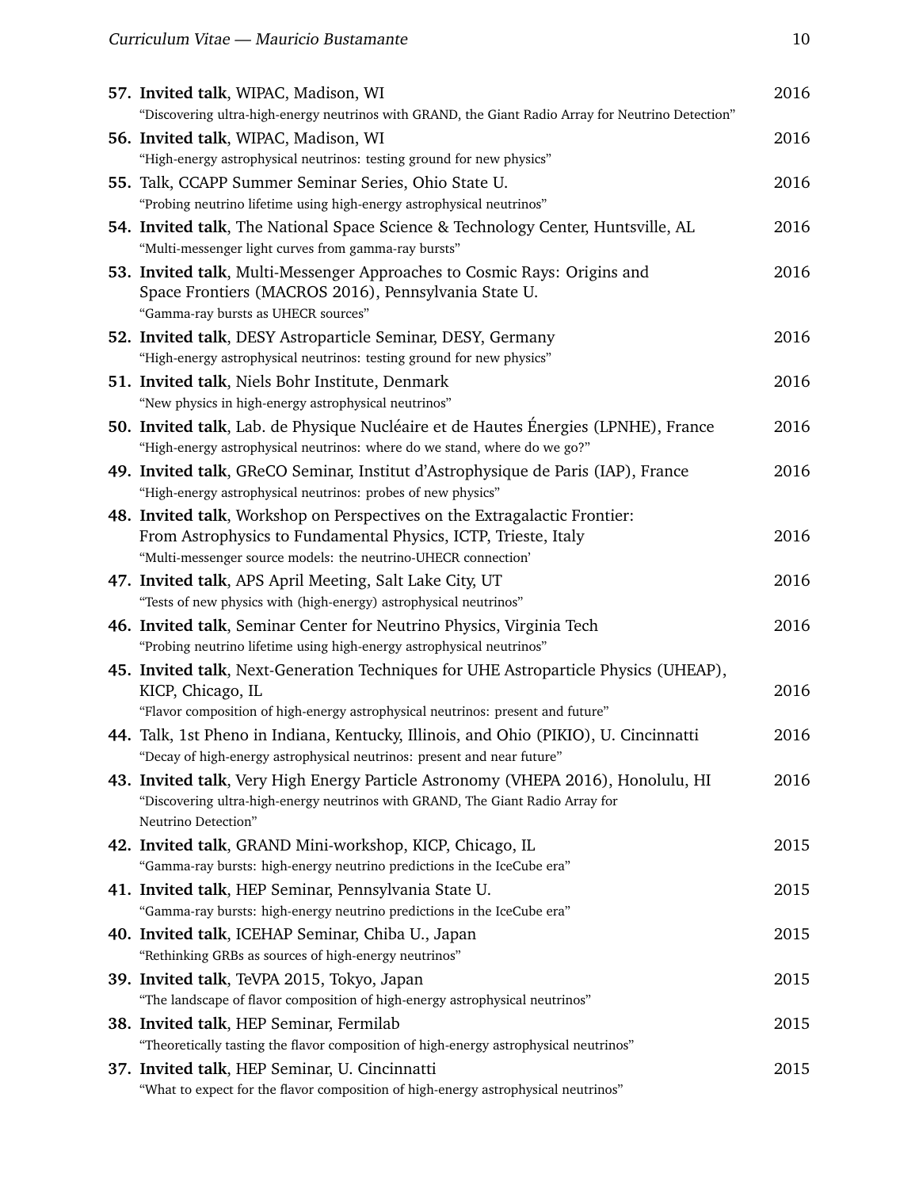57. **Invented talk**, WIPAC, Madison, WI — 2016
“Discovering ultra-high-energy neutrinos with GRAND, the Giant Radio Array for Neutrino Detection”

56. **Invited talk**, WIPAC, Madison, WI — 2016
“High-energy astrophysical neutrinos: testing ground for new physics”

55. Talk, CCAPP Summer Seminar Series, Ohio State U. — 2016
“Probing neutrino lifetime using high-energy astrophysical neutrinos”

54. **Invited talk**, The National Space Science & Technology Center, Huntsville, AL — 2016
“Multi-messenger light curves from gamma-ray bursts”

53. **Invited talk**, Multi-Messenger Approaches to Cosmic Rays: Origins and Space Frontiers (MACROS 2016), Pennsylvania State U. — 2016
“Gamma-ray bursts as UHECR sources”

52. **Invited talk**, DESY Astroparticle Seminar, DESY, Germany — 2016
“High-energy astrophysical neutrinos: testing ground for new physics”

51. **Invited talk**, Niels Bohr Institute, Denmark — 2016
“New physics in high-energy astrophysical neutrinos”

50. **Invited talk**, Lab. de Physique Nucléaire et de Hautes Énergies (LPNHE), France — 2016
“High-energy astrophysical neutrinos: where do we stand, where do we go?”

49. **Invited talk**, GReCO Seminar, Institut d’Astrophysique de Paris (IAP), France — 2016
“High-energy astrophysical neutrinos: probes of new physics”

48. **Invited talk**, Workshop on Perspectives on the Extragalactic Frontier: From Astrophysics to Fundamental Physics, ICTP, Trieste, Italy — 2016
“Multi-messenger source models: the neutrino-UHECR connection’

47. **Invited talk**, APS April Meeting, Salt Lake City, UT — 2016
“Tests of new physics with (high-energy) astrophysical neutrinos”

46. **Invited talk**, Seminar Center for Neutrino Physics, Virginia Tech — 2016
“Probing neutrino lifetime using high-energy astrophysical neutrinos”

45. **Invited talk**, Next-Generation Techniques for UHE Astroparticle Physics (UHEAP), KICP, Chicago, IL — 2016
“Flavor composition of high-energy astrophysical neutrinos: present and future”

44. Talk, 1st Pheno in Indiana, Kentucky, Illinois, and Ohio (PIKIO), U. Cincinnatti — 2016
“Decay of high-energy astrophysical neutrinos: present and near future”

43. **Invited talk**, Very High Energy Particle Astronomy (VHEPA 2016), Honolulu, HI — 2016
“Discovering ultra-high-energy neutrinos with GRAND, The Giant Radio Array for Neutrino Detection”

42. **Invited talk**, GRAND Mini-workshop, KICP, Chicago, IL — 2015
“Gamma-ray bursts: high-energy neutrino predictions in the IceCube era”

41. **Invited talk**, HEP Seminar, Pennsylvania State U. — 2015
“Gamma-ray bursts: high-energy neutrino predictions in the IceCube era”

40. **Invited talk**, ICEHAP Seminar, Chiba U., Japan — 2015
“Rethinking GRBs as sources of high-energy neutrinos”

39. **Invited talk**, TeVPA 2015, Tokyo, Japan — 2015
“The landscape of flavor composition of high-energy astrophysical neutrinos”

38. **Invited talk**, HEP Seminar, Fermilab — 2015
“Theoretically tasting the flavor composition of high-energy astrophysical neutrinos”

37. **Invited talk**, HEP Seminar, U. Cincinnatti — 2015
“What to expect for the flavor composition of high-energy astrophysical neutrinos”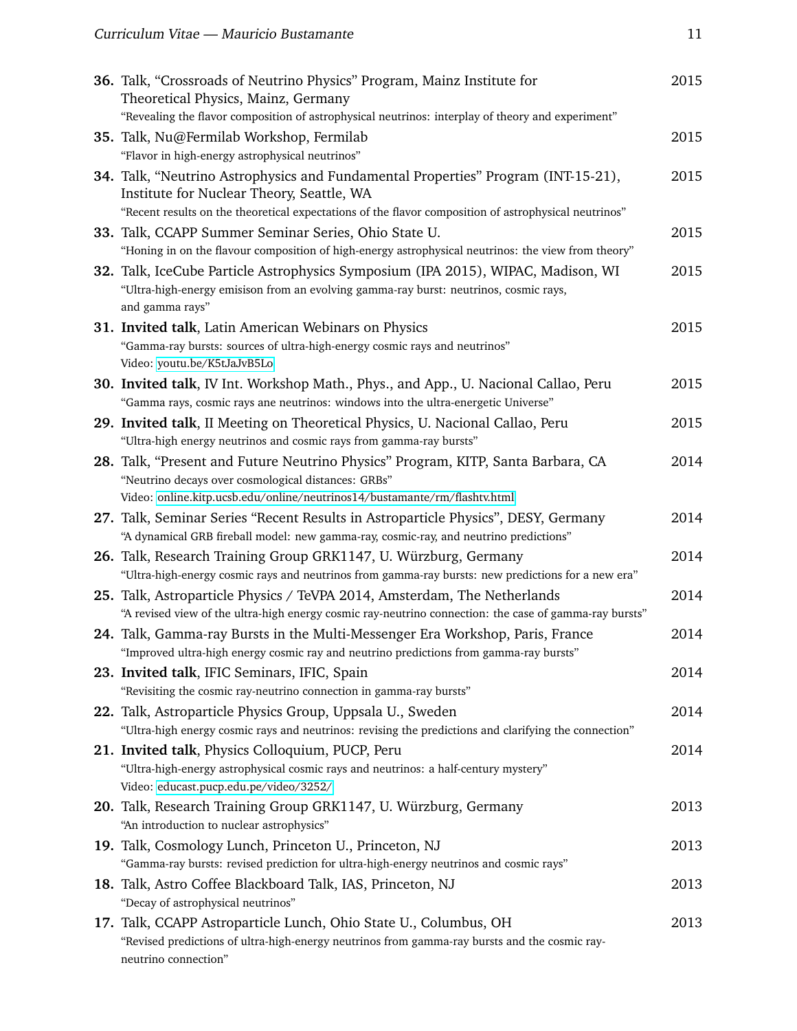**36.** Talk, "Crossroads of Neutrino Physics" Program, Mainz Institute for Theoretical Physics, Mainz, Germany — 2015
"Revealing the flavor composition of astrophysical neutrinos: interplay of theory and experiment"

**35.** Talk, Nu@Fermilab Workshop, Fermilab — 2015
"Flavor in high-energy astrophysical neutrinos"

**34.** Talk, "Neutrino Astrophysics and Fundamental Properties" Program (INT-15-21), Institute for Nuclear Theory, Seattle, WA — 2015
"Recent results on the theoretical expectations of the flavor composition of astrophysical neutrinos"

**33.** Talk, CCAPP Summer Seminar Series, Ohio State U. — 2015
"Honing in on the flavour composition of high-energy astrophysical neutrinos: the view from theory"

**32.** Talk, IceCube Particle Astrophysics Symposium (IPA 2015), WIPAC, Madison, WI — 2015
"Ultra-high-energy emisison from an evolving gamma-ray burst: neutrinos, cosmic rays, and gamma rays"

**31.** **Invited talk**, Latin American Webinars on Physics — 2015
"Gamma-ray bursts: sources of ultra-high-energy cosmic rays and neutrinos"
Video: youtu.be/K5tJaJvB5Lo

**30.** **Invited talk**, IV Int. Workshop Math., Phys., and App., U. Nacional Callao, Peru — 2015
"Gamma rays, cosmic rays ane neutrinos: windows into the ultra-energetic Universe"

**29.** **Invited talk**, II Meeting on Theoretical Physics, U. Nacional Callao, Peru — 2015
"Ultra-high energy neutrinos and cosmic rays from gamma-ray bursts"

**28.** Talk, "Present and Future Neutrino Physics" Program, KITP, Santa Barbara, CA — 2014
"Neutrino decays over cosmological distances: GRBs"
Video: online.kitp.ucsb.edu/online/neutrinos14/bustamante/rm/flashtv.html

**27.** Talk, Seminar Series "Recent Results in Astroparticle Physics", DESY, Germany — 2014
"A dynamical GRB fireball model: new gamma-ray, cosmic-ray, and neutrino predictions"

**26.** Talk, Research Training Group GRK1147, U. Würzburg, Germany — 2014
"Ultra-high-energy cosmic rays and neutrinos from gamma-ray bursts: new predictions for a new era"

**25.** Talk, Astroparticle Physics / TeVPA 2014, Amsterdam, The Netherlands — 2014
"A revised view of the ultra-high energy cosmic ray-neutrino connection: the case of gamma-ray bursts"

**24.** Talk, Gamma-ray Bursts in the Multi-Messenger Era Workshop, Paris, France — 2014
"Improved ultra-high energy cosmic ray and neutrino predictions from gamma-ray bursts"

**23.** **Invited talk**, IFIC Seminars, IFIC, Spain — 2014
"Revisiting the cosmic ray-neutrino connection in gamma-ray bursts"

**22.** Talk, Astroparticle Physics Group, Uppsala U., Sweden — 2014
"Ultra-high energy cosmic rays and neutrinos: revising the predictions and clarifying the connection"

**21.** **Invited talk**, Physics Colloquium, PUCP, Peru — 2014
"Ultra-high-energy astrophysical cosmic rays and neutrinos: a half-century mystery"
Video: educast.pucp.edu.pe/video/3252/

**20.** Talk, Research Training Group GRK1147, U. Würzburg, Germany — 2013
"An introduction to nuclear astrophysics"

**19.** Talk, Cosmology Lunch, Princeton U., Princeton, NJ — 2013
"Gamma-ray bursts: revised prediction for ultra-high-energy neutrinos and cosmic rays"

**18.** Talk, Astro Coffee Blackboard Talk, IAS, Princeton, NJ — 2013
"Decay of astrophysical neutrinos"

**17.** Talk, CCAPP Astroparticle Lunch, Ohio State U., Columbus, OH — 2013
"Revised predictions of ultra-high-energy neutrinos from gamma-ray bursts and the cosmic ray-neutrino connection"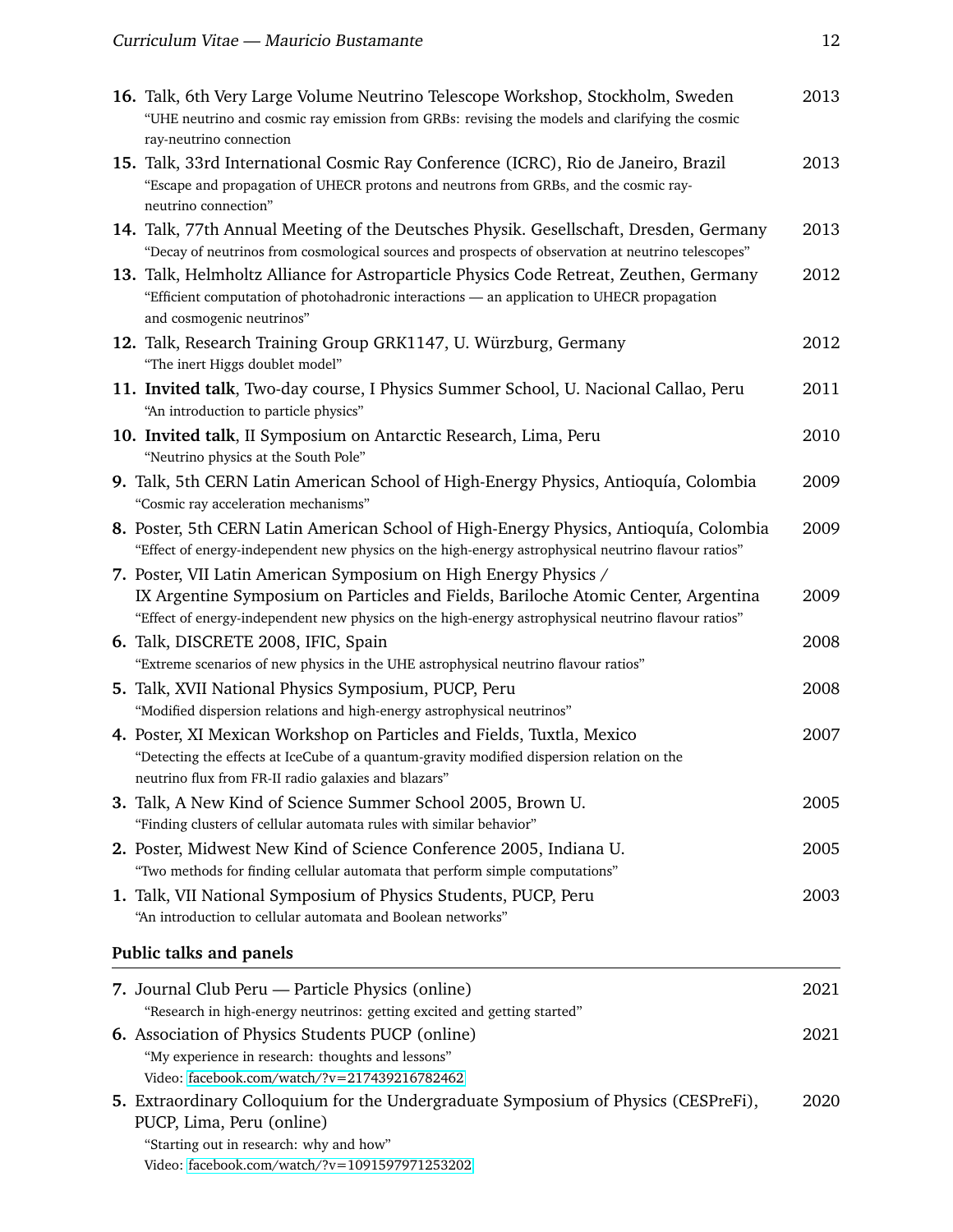**16.** Talk, 6th Very Large Volume Neutrino Telescope Workshop, Stockholm, Sweden — 2013
"UHE neutrino and cosmic ray emission from GRBs: revising the models and clarifying the cosmic ray-neutrino connection

**15.** Talk, 33rd International Cosmic Ray Conference (ICRC), Rio de Janeiro, Brazil — 2013
"Escape and propagation of UHECR protons and neutrons from GRBs, and the cosmic ray-neutrino connection"

**14.** Talk, 77th Annual Meeting of the Deutsches Physik. Gesellschaft, Dresden, Germany — 2013
"Decay of neutrinos from cosmological sources and prospects of observation at neutrino telescopes"

**13.** Talk, Helmholtz Alliance for Astroparticle Physics Code Retreat, Zeuthen, Germany — 2012
"Efficient computation of photohadronic interactions — an application to UHECR propagation and cosmogenic neutrinos"

**12.** Talk, Research Training Group GRK1147, U. Würzburg, Germany — 2012
"The inert Higgs doublet model"

**11.** **Invited talk**, Two-day course, I Physics Summer School, U. Nacional Callao, Peru — 2011
"An introduction to particle physics"

**10.** **Invited talk**, II Symposium on Antarctic Research, Lima, Peru — 2010
"Neutrino physics at the South Pole"

**9.** Talk, 5th CERN Latin American School of High-Energy Physics, Antioquía, Colombia — 2009
"Cosmic ray acceleration mechanisms"

**8.** Poster, 5th CERN Latin American School of High-Energy Physics, Antioquía, Colombia — 2009
"Effect of energy-independent new physics on the high-energy astrophysical neutrino flavour ratios"

**7.** Poster, VII Latin American Symposium on High Energy Physics / IX Argentine Symposium on Particles and Fields, Bariloche Atomic Center, Argentina — 2009
"Effect of energy-independent new physics on the high-energy astrophysical neutrino flavour ratios"

**6.** Talk, DISCRETE 2008, IFIC, Spain — 2008
"Extreme scenarios of new physics in the UHE astrophysical neutrino flavour ratios"

**5.** Talk, XVII National Physics Symposium, PUCP, Peru — 2008
"Modified dispersion relations and high-energy astrophysical neutrinos"

**4.** Poster, XI Mexican Workshop on Particles and Fields, Tuxtla, Mexico — 2007
"Detecting the effects at IceCube of a quantum-gravity modified dispersion relation on the neutrino flux from FR-II radio galaxies and blazars"

**3.** Talk, A New Kind of Science Summer School 2005, Brown U. — 2005
"Finding clusters of cellular automata rules with similar behavior"

**2.** Poster, Midwest New Kind of Science Conference 2005, Indiana U. — 2005
"Two methods for finding cellular automata that perform simple computations"

**1.** Talk, VII National Symposium of Physics Students, PUCP, Peru — 2003
"An introduction to cellular automata and Boolean networks"

### Public talks and panels

**7.** Journal Club Peru — Particle Physics (online) — 2021
"Research in high-energy neutrinos: getting excited and getting started"

**6.** Association of Physics Students PUCP (online) — 2021
"My experience in research: thoughts and lessons"
Video: facebook.com/watch/?v=217439216782462

**5.** Extraordinary Colloquium for the Undergraduate Symposium of Physics (CESPreFi), PUCP, Lima, Peru (online) — 2020
"Starting out in research: why and how"
Video: facebook.com/watch/?v=1091597971253202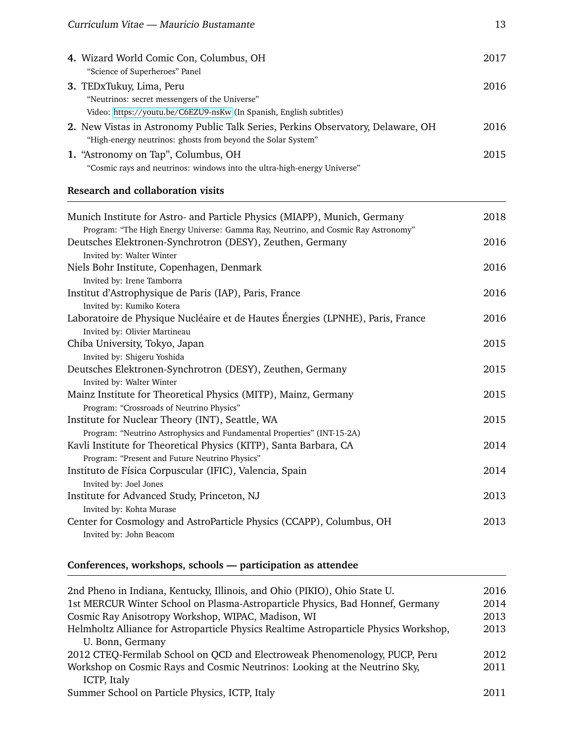4. Wizard World Comic Con, Columbus, OH — 2017
   "Science of Superheroes" Panel

3. TEDxTukuy, Lima, Peru — 2016
   "Neutrinos: secret messengers of the Universe"
   Video: https://youtu.be/C6EZU9-nsKw (In Spanish, English subtitles)

2. New Vistas in Astronomy Public Talk Series, Perkins Observatory, Delaware, OH — 2016
   "High-energy neutrinos: ghosts from beyond the Solar System"

1. "Astronomy on Tap", Columbus, OH — 2015
   "Cosmic rays and neutrinos: windows into the ultra-high-energy Universe"

## Research and collaboration visits

Munich Institute for Astro- and Particle Physics (MIAPP), Munich, Germany — 2018
   Program: "The High Energy Universe: Gamma Ray, Neutrino, and Cosmic Ray Astronomy"

Deutsches Elektronen-Synchrotron (DESY), Zeuthen, Germany — 2016
   Invited by: Walter Winter

Niels Bohr Institute, Copenhagen, Denmark — 2016
   Invited by: Irene Tamborra

Institut d'Astrophysique de Paris (IAP), Paris, France — 2016
   Invited by: Kumiko Kotera

Laboratoire de Physique Nucléaire et de Hautes Énergies (LPNHE), Paris, France — 2016
   Invited by: Olivier Martineau

Chiba University, Tokyo, Japan — 2015
   Invited by: Shigeru Yoshida

Deutsches Elektronen-Synchrotron (DESY), Zeuthen, Germany — 2015
   Invited by: Walter Winter

Mainz Institute for Theoretical Physics (MITP), Mainz, Germany — 2015
   Program: "Crossroads of Neutrino Physics"

Institute for Nuclear Theory (INT), Seattle, WA — 2015
   Program: "Neutrino Astrophysics and Fundamental Properties" (INT-15-2A)

Kavli Institute for Theoretical Physics (KITP), Santa Barbara, CA — 2014
   Program: "Present and Future Neutrino Physics"

Instituto de Física Corpuscular (IFIC), Valencia, Spain — 2014
   Invited by: Joel Jones

Institute for Advanced Study, Princeton, NJ — 2013
   Invited by: Kohta Murase

Center for Cosmology and AstroParticle Physics (CCAPP), Columbus, OH — 2013
   Invited by: John Beacom

## Conferences, workshops, schools — participation as attendee

2nd Pheno in Indiana, Kentucky, Illinois, and Ohio (PIKIO), Ohio State U. — 2016

1st MERCUR Winter School on Plasma-Astroparticle Physics, Bad Honnef, Germany — 2014

Cosmic Ray Anisotropy Workshop, WIPAC, Madison, WI — 2013

Helmholtz Alliance for Astroparticle Physics Realtime Astroparticle Physics Workshop, U. Bonn, Germany — 2013

2012 CTEQ-Fermilab School on QCD and Electroweak Phenomenology, PUCP, Peru — 2012

Workshop on Cosmic Rays and Cosmic Neutrinos: Looking at the Neutrino Sky, ICTP, Italy — 2011

Summer School on Particle Physics, ICTP, Italy — 2011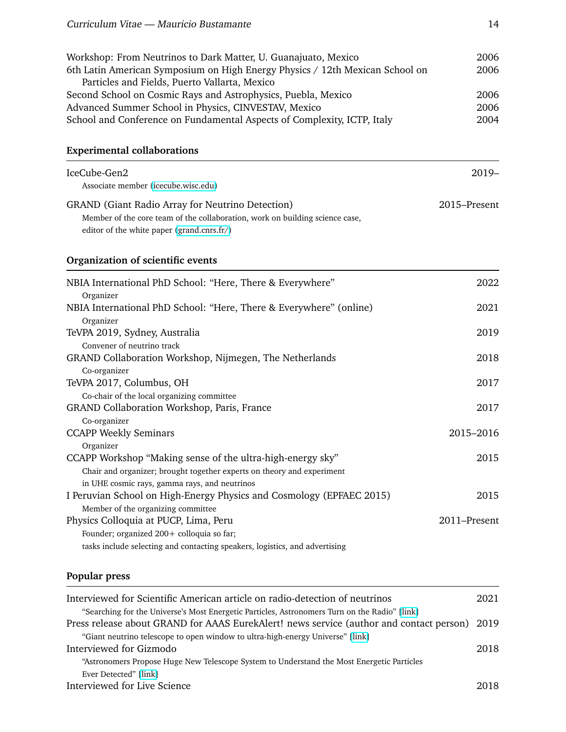Workshop: From Neutrinos to Dark Matter, U. Guanajuato, Mexico — 2006

6th Latin American Symposium on High Energy Physics / 12th Mexican School on Particles and Fields, Puerto Vallarta, Mexico — 2006

Second School on Cosmic Rays and Astrophysics, Puebla, Mexico — 2006

Advanced Summer School in Physics, CINVESTAV, Mexico — 2006

School and Conference on Fundamental Aspects of Complexity, ICTP, Italy — 2004

## Experimental collaborations

**IceCube-Gen2** — 2019–
Associate member (icecube.wisc.edu)

**GRAND (Giant Radio Array for Neutrino Detection)** — 2015–Present
Member of the core team of the collaboration, work on building science case, editor of the white paper (grand.cnrs.fr/)

## Organization of scientific events

**NBIA International PhD School: "Here, There & Everywhere"** — 2022
Organizer

**NBIA International PhD School: "Here, There & Everywhere" (online)** — 2021
Organizer

**TeVPA 2019, Sydney, Australia** — 2019
Convener of neutrino track

**GRAND Collaboration Workshop, Nijmegen, The Netherlands** — 2018
Co-organizer

**TeVPA 2017, Columbus, OH** — 2017
Co-chair of the local organizing committee

**GRAND Collaboration Workshop, Paris, France** — 2017
Co-organizer

**CCAPP Weekly Seminars** — 2015–2016
Organizer

**CCAPP Workshop "Making sense of the ultra-high-energy sky"** — 2015
Chair and organizer; brought together experts on theory and experiment in UHE cosmic rays, gamma rays, and neutrinos

**I Peruvian School on High-Energy Physics and Cosmology (EPFAEC 2015)** — 2015
Member of the organizing committee

**Physics Colloquia at PUCP, Lima, Peru** — 2011–Present
Founder; organized 200+ colloquia so far; tasks include selecting and contacting speakers, logistics, and advertising

## Popular press

**Interviewed for Scientific American article on radio-detection of neutrinos** — 2021
"Searching for the Universe's Most Energetic Particles, Astronomers Turn on the Radio" [link]

**Press release about GRAND for AAAS EurekAlert! news service (author and contact person)** — 2019
"Giant neutrino telescope to open window to ultra-high-energy Universe" [link]

**Interviewed for Gizmodo** — 2018
"Astronomers Propose Huge New Telescope System to Understand the Most Energetic Particles Ever Detected" [link]

**Interviewed for Live Science** — 2018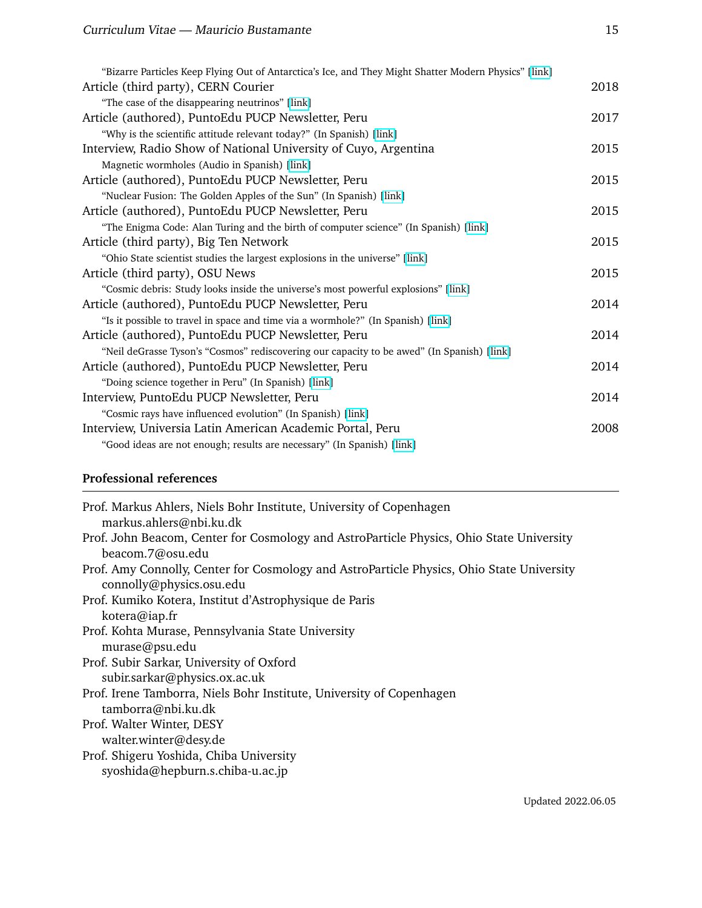"Bizarre Particles Keep Flying Out of Antarctica's Ice, and They Might Shatter Modern Physics" [link]

Article (third party), CERN Courier — 2018

"The case of the disappearing neutrinos" [link]

Article (authored), PuntoEdu PUCP Newsletter, Peru — 2017

"Why is the scientific attitude relevant today?" (In Spanish) [link]

Interview, Radio Show of National University of Cuyo, Argentina — 2015

Magnetic wormholes (Audio in Spanish) [link]

Article (authored), PuntoEdu PUCP Newsletter, Peru — 2015

"Nuclear Fusion: The Golden Apples of the Sun" (In Spanish) [link]

Article (authored), PuntoEdu PUCP Newsletter, Peru — 2015

"The Enigma Code: Alan Turing and the birth of computer science" (In Spanish) [link]

Article (third party), Big Ten Network — 2015

"Ohio State scientist studies the largest explosions in the universe" [link]

Article (third party), OSU News — 2015

"Cosmic debris: Study looks inside the universe's most powerful explosions" [link]

Article (authored), PuntoEdu PUCP Newsletter, Peru — 2014

"Is it possible to travel in space and time via a wormhole?" (In Spanish) [link]

Article (authored), PuntoEdu PUCP Newsletter, Peru — 2014

"Neil deGrasse Tyson's "Cosmos" rediscovering our capacity to be awed" (In Spanish) [link]

Article (authored), PuntoEdu PUCP Newsletter, Peru — 2014

"Doing science together in Peru" (In Spanish) [link]

Interview, PuntoEdu PUCP Newsletter, Peru — 2014

"Cosmic rays have influenced evolution" (In Spanish) [link]

Interview, Universia Latin American Academic Portal, Peru — 2008

"Good ideas are not enough; results are necessary" (In Spanish) [link]

## Professional references

Prof. Markus Ahlers, Niels Bohr Institute, University of Copenhagen
markus.ahlers@nbi.ku.dk

Prof. John Beacom, Center for Cosmology and AstroParticle Physics, Ohio State University
beacom.7@osu.edu

Prof. Amy Connolly, Center for Cosmology and AstroParticle Physics, Ohio State University
connolly@physics.osu.edu

Prof. Kumiko Kotera, Institut d'Astrophysique de Paris
kotera@iap.fr

Prof. Kohta Murase, Pennsylvania State University
murase@psu.edu

Prof. Subir Sarkar, University of Oxford
subir.sarkar@physics.ox.ac.uk

Prof. Irene Tamborra, Niels Bohr Institute, University of Copenhagen
tamborra@nbi.ku.dk

Prof. Walter Winter, DESY
walter.winter@desy.de

Prof. Shigeru Yoshida, Chiba University
syoshida@hepburn.s.chiba-u.ac.jp

Updated 2022.06.05